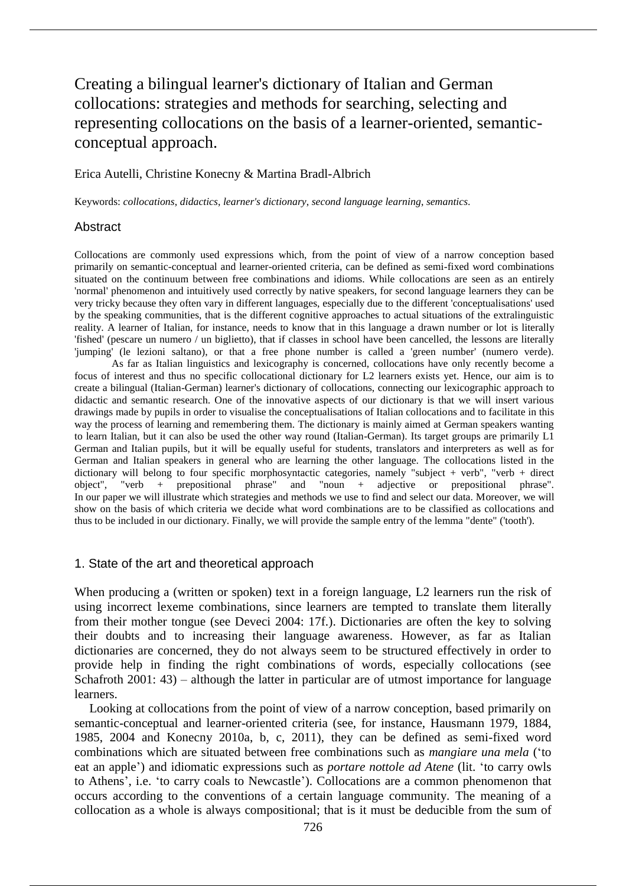# Creating a bilingual learner's dictionary of Italian and German collocations: strategies and methods for searching, selecting and representing collocations on the basis of a learner-oriented, semantic-conceptual approach.

Erica Autelli, Christine Konecny & Martina Bradl-Albrich

Keywords: *collocations, didactics, learner's dictionary, second language learning, semantics.*

## Abstract

Collocations are commonly used expressions which, from the point of view of a narrow conception based primarily on semantic-conceptual and learner-oriented criteria, can be defined as semi-fixed word combinations situated on the continuum between free combinations and idioms. While collocations are seen as an entirely 'normal' phenomenon and intuitively used correctly by native speakers, for second language learners they can be very tricky because they often vary in different languages, especially due to the different 'conceptualisations' used by the speaking communities, that is the different cognitive approaches to actual situations of the extralinguistic reality. A learner of Italian, for instance, needs to know that in this language a drawn number or lot is literally 'fished' (pescare un numero / un biglietto), that if classes in school have been cancelled, the lessons are literally 'jumping' (le lezioni saltano), or that a free phone number is called a 'green number' (numero verde).

As far as Italian linguistics and lexicography is concerned, collocations have only recently become a focus of interest and thus no specific collocational dictionary for L2 learners exists yet. Hence, our aim is to create a bilingual (Italian-German) learner's dictionary of collocations, connecting our lexicographic approach to didactic and semantic research. One of the innovative aspects of our dictionary is that we will insert various drawings made by pupils in order to visualise the conceptualisations of Italian collocations and to facilitate in this way the process of learning and remembering them. The dictionary is mainly aimed at German speakers wanting to learn Italian, but it can also be used the other way round (Italian-German). Its target groups are primarily L1 German and Italian pupils, but it will be equally useful for students, translators and interpreters as well as for German and Italian speakers in general who are learning the other language. The collocations listed in the dictionary will belong to four specific morphosyntactic categories, namely "subject + verb", "verb + direct object", "verb + prepositional phrase" and "noun + adjective or prepositional phrase". In our paper we will illustrate which strategies and methods we use to find and select our data. Moreover, we will show on the basis of which criteria we decide what word combinations are to be classified as collocations and thus to be included in our dictionary. Finally, we will provide the sample entry of the lemma "dente" ('tooth').

## 1. State of the art and theoretical approach

When producing a (written or spoken) text in a foreign language, L2 learners run the risk of using incorrect lexeme combinations, since learners are tempted to translate them literally from their mother tongue (see Deveci 2004: 17f.). Dictionaries are often the key to solving their doubts and to increasing their language awareness. However, as far as Italian dictionaries are concerned, they do not always seem to be structured effectively in order to provide help in finding the right combinations of words, especially collocations (see Schafroth 2001: 43) – although the latter in particular are of utmost importance for language learners.

Looking at collocations from the point of view of a narrow conception, based primarily on semantic-conceptual and learner-oriented criteria (see, for instance, Hausmann 1979, 1884, 1985, 2004 and Konecny 2010a, b, c, 2011), they can be defined as semi-fixed word combinations which are situated between free combinations such as *mangiare una mela* ('to eat an apple') and idiomatic expressions such as *portare nottole ad Atene* (lit. 'to carry owls to Athens', i.e. 'to carry coals to Newcastle'). Collocations are a common phenomenon that occurs according to the conventions of a certain language community. The meaning of a collocation as a whole is always compositional; that is it must be deducible from the sum of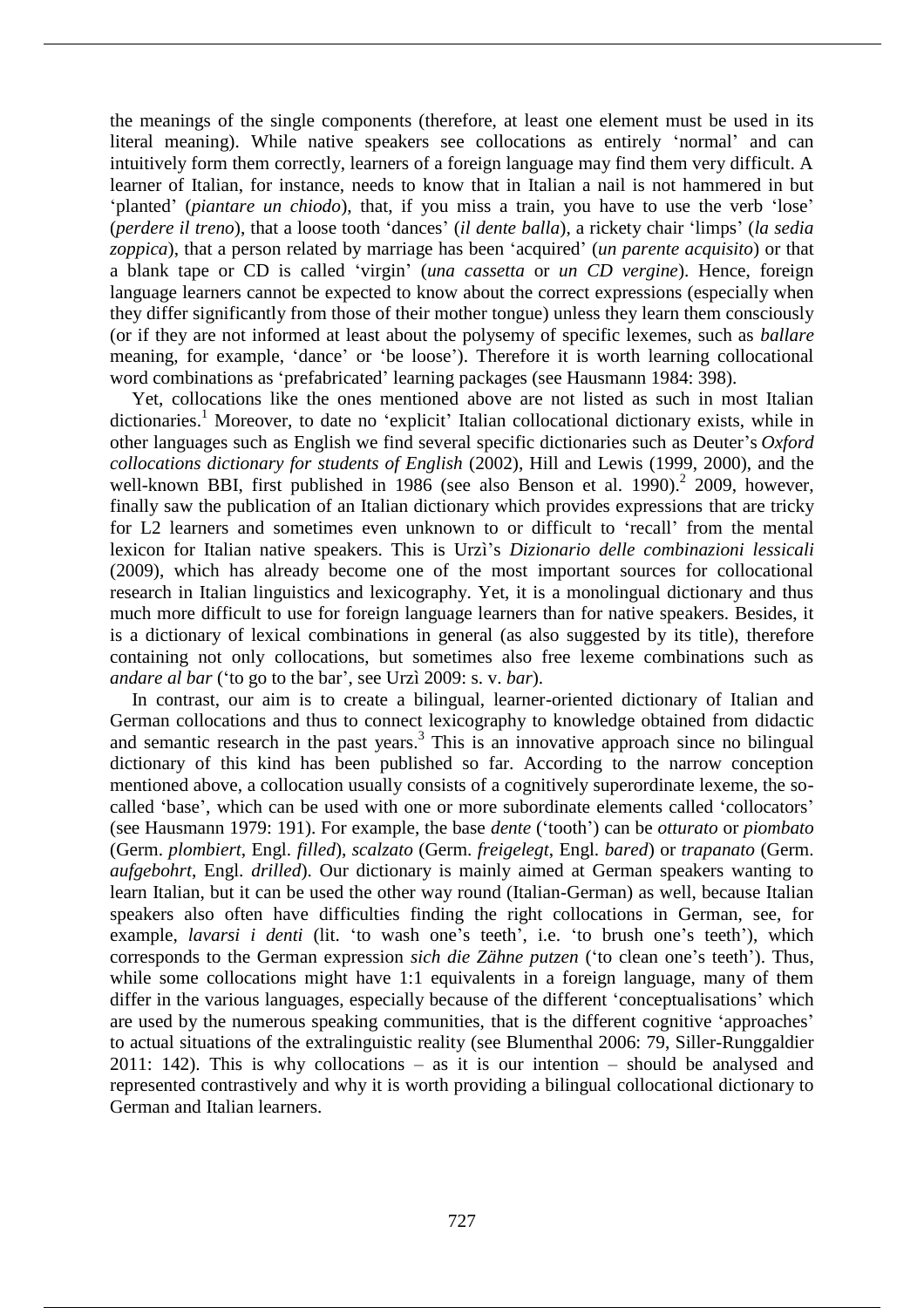the meanings of the single components (therefore, at least one element must be used in its literal meaning). While native speakers see collocations as entirely 'normal' and can intuitively form them correctly, learners of a foreign language may find them very difficult. A learner of Italian, for instance, needs to know that in Italian a nail is not hammered in but 'planted' (*piantare un chiodo*), that, if you miss a train, you have to use the verb 'lose' (*perdere il treno*), that a loose tooth 'dances' (*il dente balla*), a rickety chair 'limps' (*la sedia zoppica*), that a person related by marriage has been 'acquired' (*un parente acquisito*) or that a blank tape or CD is called 'virgin' (*una cassetta* or *un CD vergine*). Hence, foreign language learners cannot be expected to know about the correct expressions (especially when they differ significantly from those of their mother tongue) unless they learn them consciously (or if they are not informed at least about the polysemy of specific lexemes, such as *ballare* meaning, for example, 'dance' or 'be loose'). Therefore it is worth learning collocational word combinations as 'prefabricated' learning packages (see Hausmann 1984: 398).

Yet, collocations like the ones mentioned above are not listed as such in most Italian dictionaries.[1] Moreover, to date no 'explicit' Italian collocational dictionary exists, while in other languages such as English we find several specific dictionaries such as Deuter's *Oxford collocations dictionary for students of English* (2002), Hill and Lewis (1999, 2000), and the well-known BBI, first published in 1986 (see also Benson et al. 1990).[2] 2009, however, finally saw the publication of an Italian dictionary which provides expressions that are tricky for L2 learners and sometimes even unknown to or difficult to 'recall' from the mental lexicon for Italian native speakers. This is Urzì's *Dizionario delle combinazioni lessicali* (2009), which has already become one of the most important sources for collocational research in Italian linguistics and lexicography. Yet, it is a monolingual dictionary and thus much more difficult to use for foreign language learners than for native speakers. Besides, it is a dictionary of lexical combinations in general (as also suggested by its title), therefore containing not only collocations, but sometimes also free lexeme combinations such as *andare al bar* ('to go to the bar', see Urzì 2009: s. v. *bar*).

In contrast, our aim is to create a bilingual, learner-oriented dictionary of Italian and German collocations and thus to connect lexicography to knowledge obtained from didactic and semantic research in the past years.[3] This is an innovative approach since no bilingual dictionary of this kind has been published so far. According to the narrow conception mentioned above, a collocation usually consists of a cognitively superordinate lexeme, the so-called 'base', which can be used with one or more subordinate elements called 'collocators' (see Hausmann 1979: 191). For example, the base *dente* ('tooth') can be *otturato* or *piombato* (Germ. *plombiert*, Engl. *filled*), *scalzato* (Germ. *freigelegt*, Engl. *bared*) or *trapanato* (Germ. *aufgebohrt*, Engl. *drilled*). Our dictionary is mainly aimed at German speakers wanting to learn Italian, but it can be used the other way round (Italian-German) as well, because Italian speakers also often have difficulties finding the right collocations in German, see, for example, *lavarsi i denti* (lit. 'to wash one's teeth', i.e. 'to brush one's teeth'), which corresponds to the German expression *sich die Zähne putzen* ('to clean one's teeth'). Thus, while some collocations might have 1:1 equivalents in a foreign language, many of them differ in the various languages, especially because of the different 'conceptualisations' which are used by the numerous speaking communities, that is the different cognitive 'approaches' to actual situations of the extralinguistic reality (see Blumenthal 2006: 79, Siller-Runggaldier 2011: 142). This is why collocations – as it is our intention – should be analysed and represented contrastively and why it is worth providing a bilingual collocational dictionary to German and Italian learners.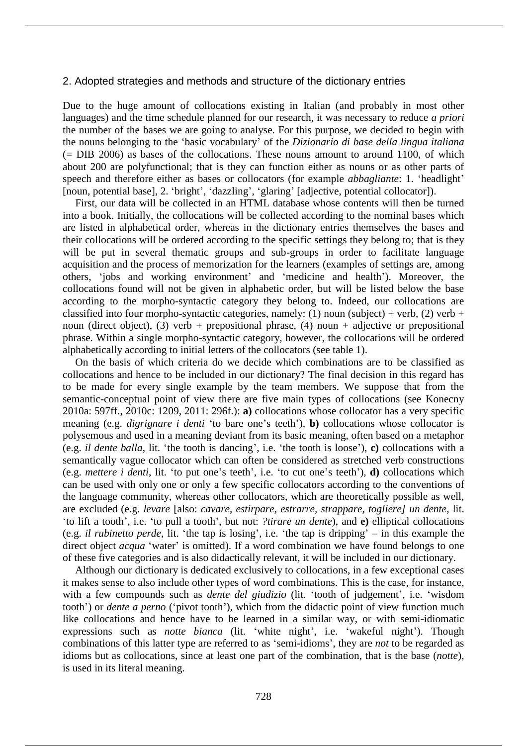## 2. Adopted strategies and methods and structure of the dictionary entries

Due to the huge amount of collocations existing in Italian (and probably in most other languages) and the time schedule planned for our research, it was necessary to reduce *a priori* the number of the bases we are going to analyse. For this purpose, we decided to begin with the nouns belonging to the 'basic vocabulary' of the *Dizionario di base della lingua italiana* (= DIB 2006) as bases of the collocations. These nouns amount to around 1100, of which about 200 are polyfunctional; that is they can function either as nouns or as other parts of speech and therefore either as bases or collocators (for example *abbagliante*: 1. 'headlight' [noun, potential base], 2. 'bright', 'dazzling', 'glaring' [adjective, potential collocator]).

First, our data will be collected in an HTML database whose contents will then be turned into a book. Initially, the collocations will be collected according to the nominal bases which are listed in alphabetical order, whereas in the dictionary entries themselves the bases and their collocations will be ordered according to the specific settings they belong to; that is they will be put in several thematic groups and sub-groups in order to facilitate language acquisition and the process of memorization for the learners (examples of settings are, among others, 'jobs and working environment' and 'medicine and health'). Moreover, the collocations found will not be given in alphabetic order, but will be listed below the base according to the morpho-syntactic category they belong to. Indeed, our collocations are classified into four morpho-syntactic categories, namely: (1) noun (subject) + verb, (2) verb + noun (direct object), (3) verb + prepositional phrase, (4) noun + adjective or prepositional phrase. Within a single morpho-syntactic category, however, the collocations will be ordered alphabetically according to initial letters of the collocators (see table 1).

On the basis of which criteria do we decide which combinations are to be classified as collocations and hence to be included in our dictionary? The final decision in this regard has to be made for every single example by the team members. We suppose that from the semantic-conceptual point of view there are five main types of collocations (see Konecny 2010a: 597ff., 2010c: 1209, 2011: 296f.): **a)** collocations whose collocator has a very specific meaning (e.g. *digrignare i denti* 'to bare one's teeth'), **b)** collocations whose collocator is polysemous and used in a meaning deviant from its basic meaning, often based on a metaphor (e.g. *il dente balla*, lit. 'the tooth is dancing', i.e. 'the tooth is loose'), **c)** collocations with a semantically vague collocator which can often be considered as stretched verb constructions (e.g. *mettere i denti*, lit. 'to put one's teeth', i.e. 'to cut one's teeth'), **d)** collocations which can be used with only one or only a few specific collocators according to the conventions of the language community, whereas other collocators, which are theoretically possible as well, are excluded (e.g. *levare* [also: *cavare, estirpare, estrarre, strappare, togliere] un dente*, lit. 'to lift a tooth', i.e. 'to pull a tooth', but not: *?tirare un dente*), and **e)** elliptical collocations (e.g. *il rubinetto perde*, lit. 'the tap is losing', i.e. 'the tap is dripping' – in this example the direct object *acqua* 'water' is omitted). If a word combination we have found belongs to one of these five categories and is also didactically relevant, it will be included in our dictionary.

Although our dictionary is dedicated exclusively to collocations, in a few exceptional cases it makes sense to also include other types of word combinations. This is the case, for instance, with a few compounds such as *dente del giudizio* (lit. 'tooth of judgement', i.e. 'wisdom tooth') or *dente a perno* ('pivot tooth'), which from the didactic point of view function much like collocations and hence have to be learned in a similar way, or with semi-idiomatic expressions such as *notte bianca* (lit. 'white night', i.e. 'wakeful night'). Though combinations of this latter type are referred to as 'semi-idioms', they are *not* to be regarded as idioms but as collocations, since at least one part of the combination, that is the base (*notte*), is used in its literal meaning.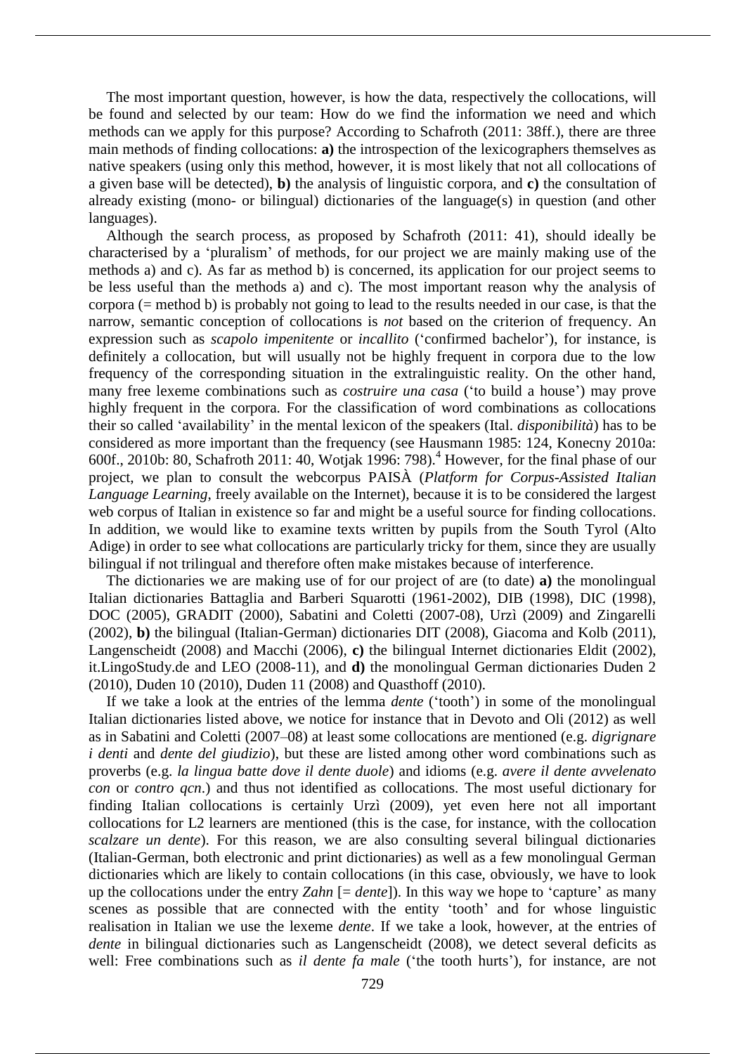The most important question, however, is how the data, respectively the collocations, will be found and selected by our team: How do we find the information we need and which methods can we apply for this purpose? According to Schafroth (2011: 38ff.), there are three main methods of finding collocations: **a)** the introspection of the lexicographers themselves as native speakers (using only this method, however, it is most likely that not all collocations of a given base will be detected), **b)** the analysis of linguistic corpora, and **c)** the consultation of already existing (mono- or bilingual) dictionaries of the language(s) in question (and other languages).

Although the search process, as proposed by Schafroth (2011: 41), should ideally be characterised by a 'pluralism' of methods, for our project we are mainly making use of the methods a) and c). As far as method b) is concerned, its application for our project seems to be less useful than the methods a) and c). The most important reason why the analysis of corpora (= method b) is probably not going to lead to the results needed in our case, is that the narrow, semantic conception of collocations is *not* based on the criterion of frequency. An expression such as *scapolo impenitente* or *incallito* ('confirmed bachelor'), for instance, is definitely a collocation, but will usually not be highly frequent in corpora due to the low frequency of the corresponding situation in the extralinguistic reality. On the other hand, many free lexeme combinations such as *costruire una casa* ('to build a house') may prove highly frequent in the corpora. For the classification of word combinations as collocations their so called 'availability' in the mental lexicon of the speakers (Ital. *disponibilità*) has to be considered as more important than the frequency (see Hausmann 1985: 124, Konecny 2010a: 600f., 2010b: 80, Schafroth 2011: 40, Wotjak 1996: 798).[4] However, for the final phase of our project, we plan to consult the webcorpus PAISÀ (*Platform for Corpus-Assisted Italian Language Learning*, freely available on the Internet), because it is to be considered the largest web corpus of Italian in existence so far and might be a useful source for finding collocations. In addition, we would like to examine texts written by pupils from the South Tyrol (Alto Adige) in order to see what collocations are particularly tricky for them, since they are usually bilingual if not trilingual and therefore often make mistakes because of interference.

The dictionaries we are making use of for our project of are (to date) **a)** the monolingual Italian dictionaries Battaglia and Barberi Squarotti (1961-2002), DIB (1998), DIC (1998), DOC (2005), GRADIT (2000), Sabatini and Coletti (2007-08), Urzì (2009) and Zingarelli (2002), **b)** the bilingual (Italian-German) dictionaries DIT (2008), Giacoma and Kolb (2011), Langenscheidt (2008) and Macchi (2006), **c)** the bilingual Internet dictionaries Eldit (2002), it.LingoStudy.de and LEO (2008-11), and **d)** the monolingual German dictionaries Duden 2 (2010), Duden 10 (2010), Duden 11 (2008) and Quasthoff (2010).

If we take a look at the entries of the lemma *dente* ('tooth') in some of the monolingual Italian dictionaries listed above, we notice for instance that in Devoto and Oli (2012) as well as in Sabatini and Coletti (2007–08) at least some collocations are mentioned (e.g. *digrignare i denti* and *dente del giudizio*), but these are listed among other word combinations such as proverbs (e.g. *la lingua batte dove il dente duole*) and idioms (e.g. *avere il dente avvelenato con* or *contro qcn*.) and thus not identified as collocations. The most useful dictionary for finding Italian collocations is certainly Urzì (2009), yet even here not all important collocations for L2 learners are mentioned (this is the case, for instance, with the collocation *scalzare un dente*). For this reason, we are also consulting several bilingual dictionaries (Italian-German, both electronic and print dictionaries) as well as a few monolingual German dictionaries which are likely to contain collocations (in this case, obviously, we have to look up the collocations under the entry *Zahn* [= *dente*]). In this way we hope to 'capture' as many scenes as possible that are connected with the entity 'tooth' and for whose linguistic realisation in Italian we use the lexeme *dente*. If we take a look, however, at the entries of *dente* in bilingual dictionaries such as Langenscheidt (2008), we detect several deficits as well: Free combinations such as *il dente fa male* ('the tooth hurts'), for instance, are not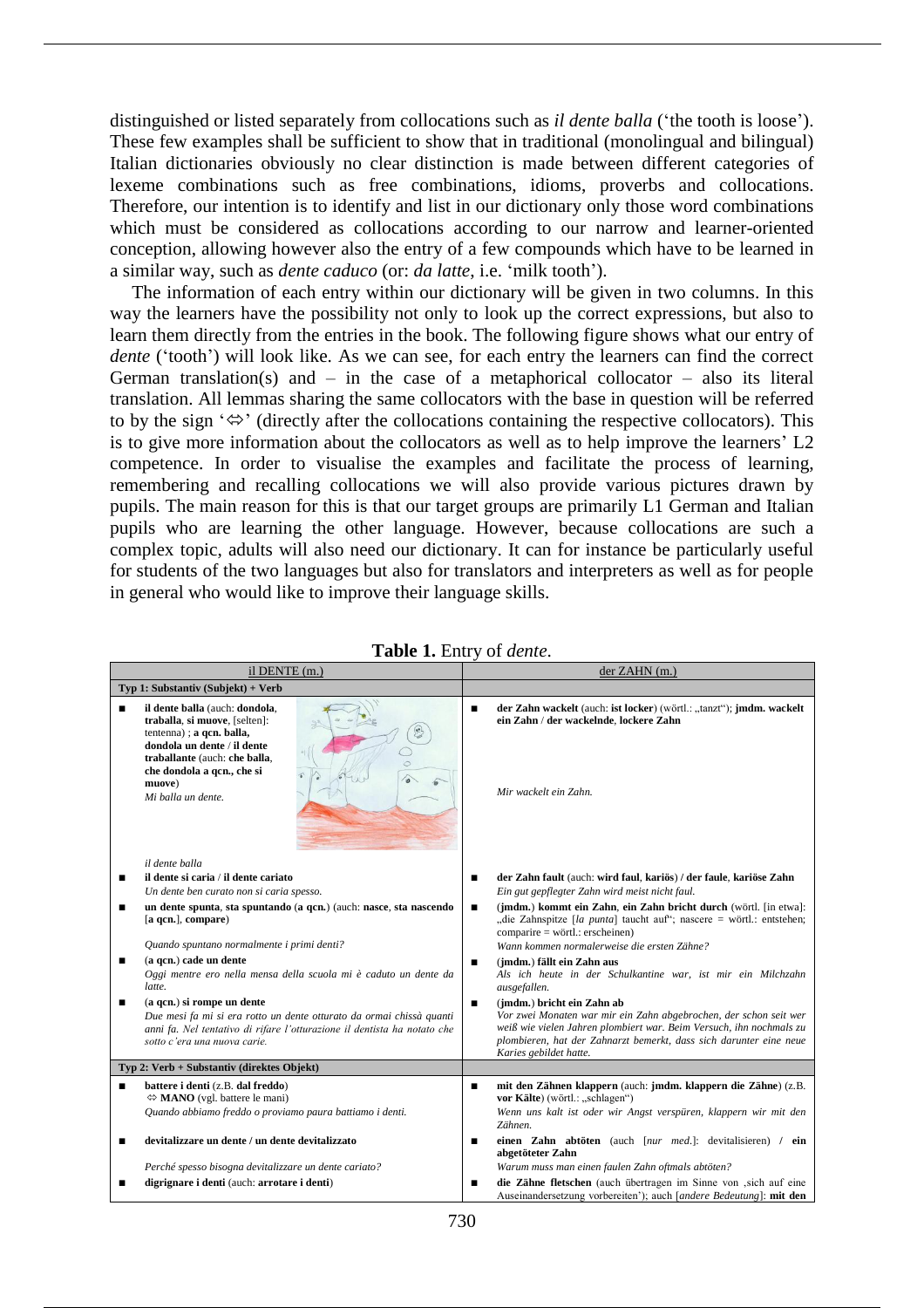distinguished or listed separately from collocations such as *il dente balla* ('the tooth is loose'). These few examples shall be sufficient to show that in traditional (monolingual and bilingual) Italian dictionaries obviously no clear distinction is made between different categories of lexeme combinations such as free combinations, idioms, proverbs and collocations. Therefore, our intention is to identify and list in our dictionary only those word combinations which must be considered as collocations according to our narrow and learner-oriented conception, allowing however also the entry of a few compounds which have to be learned in a similar way, such as *dente caduco* (or: *da latte*, i.e. 'milk tooth').

The information of each entry within our dictionary will be given in two columns. In this way the learners have the possibility not only to look up the correct expressions, but also to learn them directly from the entries in the book. The following figure shows what our entry of *dente* ('tooth') will look like. As we can see, for each entry the learners can find the correct German translation(s) and – in the case of a metaphorical collocator – also its literal translation. All lemmas sharing the same collocators with the base in question will be referred to by the sign '⇔' (directly after the collocations containing the respective collocators). This is to give more information about the collocators as well as to help improve the learners' L2 competence. In order to visualise the examples and facilitate the process of learning, remembering and recalling collocations we will also provide various pictures drawn by pupils. The main reason for this is that our target groups are primarily L1 German and Italian pupils who are learning the other language. However, because collocations are such a complex topic, adults will also need our dictionary. It can for instance be particularly useful for students of the two languages but also for translators and interpreters as well as for people in general who would like to improve their language skills.

**Table 1.** Entry of *dente*.

| il DENTE (m.) | der ZAHN (m.) |
|---|---|
| **Typ 1: Substantiv (Subjekt) + Verb** | |
| ■ **il dente balla** (auch: **dondola**, **traballa**, **si muove**, [selten]: tentenna) ; **a qcn. balla**, **dondola un dente** / **il dente traballante** (auch: **che balla**, **che dondola a qcn.**, **che si muove**)<br>*Mi balla un dente.*<br>*il dente balla* | ■ **der Zahn wackelt** (auch: **ist locker**) (wörtl.: „tanzt"); **jmdm. wackelt ein Zahn** / **der wackelnde**, **lockere Zahn**<br>*Mir wackelt ein Zahn.* |
| ■ **il dente si caria** / **il dente cariato**<br>*Un dente ben curato non si caria spesso.* | ■ **der Zahn fault** (auch: **wird faul**, **kariös**) / **der faule**, **kariöse Zahn**<br>*Ein gut gepflegter Zahn wird meist nicht faul.* |
| ■ **un dente spunta**, **sta spuntando** (**a qcn.**) (auch: **nasce**, **sta nascendo** [**a qcn.**], **compare**)<br>*Quando spuntano normalmente i primi denti?* | ■ (**jmdm.**) **kommt ein Zahn**, **ein Zahn bricht durch** (wörtl. [in etwa]: „die Zahnspitze [*la punta*] taucht auf"; nascere = wörtl.: entstehen; comparire = wörtl.: erscheinen)<br>*Wann kommen normalerweise die ersten Zähne?* |
| ■ (**a qcn.**) **cade un dente**<br>*Oggi mentre ero nella mensa della scuola mi è caduto un dente da latte.* | ■ (**jmdm.**) **fällt ein Zahn aus**<br>*Als ich heute in der Schulkantine war, ist mir ein Milchzahn ausgefallen.* |
| ■ (**a qcn.**) **si rompe un dente**<br>*Due mesi fa mi si era rotto un dente otturato da ormai chissà quanti anni fa. Nel tentativo di rifare l'otturazione il dentista ha notato che sotto c'era una nuova carie.* | ■ (**jmdm.**) **bricht ein Zahn ab**<br>*Vor zwei Monaten war mir ein Zahn abgebrochen, der schon seit wer weiß wie vielen Jahren plombiert war. Beim Versuch, ihn nochmals zu plombieren, hat der Zahnarzt bemerkt, dass sich darunter eine neue Karies gebildet hatte.* |
| **Typ 2: Verb + Substantiv (direktes Objekt)** | |
| ■ **battere i denti** (z.B. **dal freddo**)<br>⇔ **MANO** (vgl. battere le mani)<br>*Quando abbiamo freddo o proviamo paura battiamo i denti.* | ■ **mit den Zähnen klappern** (auch: **jmdm. klappern die Zähne**) (z.B. **vor Kälte**) (wörtl.: „schlagen")<br>*Wenn uns kalt ist oder wir Angst verspüren, klappern wir mit den Zähnen.* |
| ■ **devitalizzare un dente** / **un dente devitalizzato**<br>*Perché spesso bisogna devitalizzare un dente cariato?* | ■ **einen Zahn abtöten** (auch [*nur med.*]: devitalisieren) / **ein abgetöteter Zahn**<br>*Warum muss man einen faulen Zahn oftmals abtöten?* |
| ■ **digrignare i denti** (auch: **arrotare i denti**) | ■ **die Zähne fletschen** (auch übertragen im Sinne von ‚sich auf eine Auseinandersetzung vorbereiten'); auch [*andere Bedeutung*]: **mit den** |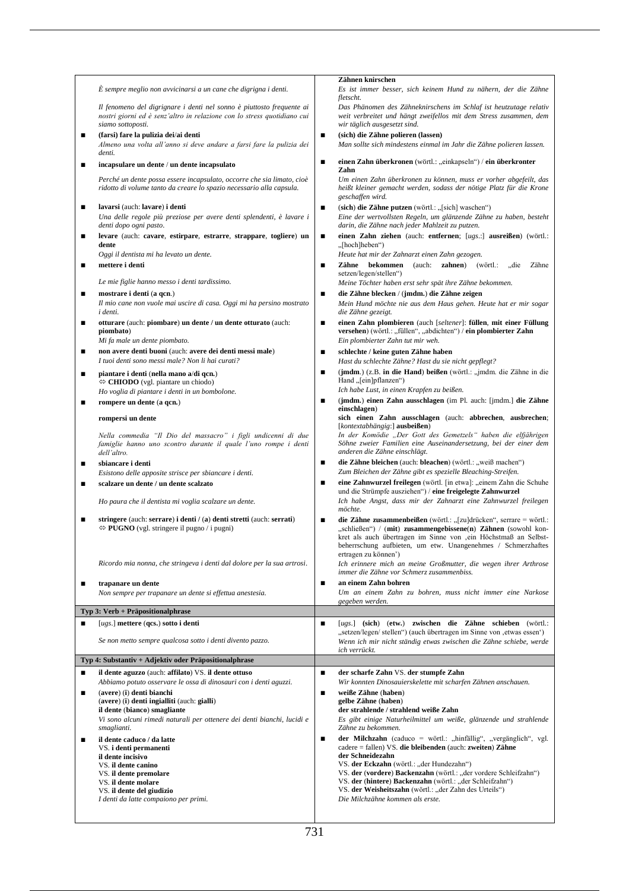| | |
|---|---|
| *È sempre meglio non avvicinarsi a un cane che digrigna i denti.*<br><br>*Il fenomeno del digrignare i denti nel sonno è piuttosto frequente ai nostri giorni ed è senz'altro in relazione con lo stress quotidiano cui siamo sottoposti.* | **Zähnen knirschen**<br>*Es ist immer besser, sich keinem Hund zu nähern, der die Zähne fletscht.*<br>*Das Phänomen des Zähneknirschens im Schlaf ist heutzutage relativ weit verbreitet und hängt zweifellos mit dem Stress zusammen, dem wir täglich ausgesetzt sind.* |
| ■ **(farsi) fare la pulizia dei**/**ai denti**<br>*Almeno una volta all'anno si deve andare a farsi fare la pulizia dei denti.* | ■ **(sich) die Zähne polieren (lassen)**<br>*Man sollte sich mindestens einmal im Jahr die Zähne polieren lassen.* |
| ■ **incapsulare un dente** / **un dente incapsulato**<br><br>*Perché un dente possa essere incapsulato, occorre che sia limato, cioè ridotto di volume tanto da creare lo spazio necessario alla capsula.* | ■ **einen Zahn überkronen** (wörtl.: „einkapseln") / **ein überkronter Zahn**<br>*Um einen Zahn überkronen zu können, muss er vorher abgefeilt, das heißt kleiner gemacht werden, sodass der nötige Platz für die Krone geschaffen wird.* |
| ■ **lavarsi** (auch: **lavare**) **i denti**<br>*Una delle regole più preziose per avere denti splendenti, è lavare i denti dopo ogni pasto.* | ■ (**sich**) **die Zähne putzen** (wörtl.: „[sich] waschen")<br>*Eine der wertvollsten Regeln, um glänzende Zähne zu haben, besteht darin, die Zähne nach jeder Mahlzeit zu putzen.* |
| ■ **levare** (auch: **cavare**, **estirpare**, **estrarre**, **strappare**, **togliere**) **un dente**<br>*Oggi il dentista mi ha levato un dente.* | ■ **einen Zahn ziehen** (auch: **entfernen**; [*ugs.*:] **ausreißen**) (wörtl.: „[hoch]heben")<br>*Heute hat mir der Zahnarzt einen Zahn gezogen.* |
| ■ **mettere i denti**<br><br>*Le mie figlie hanno messo i denti tardissimo.* | ■ **Zähne bekommen** (auch: **zahnen**) (wörtl.: „die Zähne setzen/legen/stellen")<br>*Meine Töchter haben erst sehr spät ihre Zähne bekommen.* |
| ■ **mostrare i denti** (**a qcn**.)<br>*Il mio cane non vuole mai uscire di casa. Oggi mi ha persino mostrato i denti.* | ■ **die Zähne blecken** / (**jmdm.**) **die Zähne zeigen**<br>*Mein Hund möchte nie aus dem Haus gehen. Heute hat er mir sogar die Zähne gezeigt.* |
| ■ **otturare** (auch: **piombare**) **un dente** / **un dente otturato** (auch: **piombato**)<br>*Mi fa male un dente piombato.* | ■ **einen Zahn plombieren** (auch [*seltener*]: **füllen**, **mit einer Füllung versehen**) (wörtl.: „füllen", „abdichten") / **ein plombierter Zahn**<br>*Ein plombierter Zahn tut mir weh.* |
| ■ **non avere denti buoni** (auch: **avere dei denti messi male**)<br>*I tuoi denti sono messi male? Non li hai curati?* | ■ **schlechte** / **keine guten Zähne haben**<br>*Hast du schlechte Zähne? Hast du sie nicht gepflegt?* |
| ■ **piantare i denti** (**nella mano a/di qcn.**)<br>⇔ **CHIODO** (vgl. piantare un chiodo)<br>*Ho voglia di piantare i denti in un bombolone.* | ■ (**jmdm.**) (z.B. **in die Hand**) **beißen** (wörtl.: „jmdm. die Zähne in die Hand „[ein]pflanzen")<br>*Ich habe Lust, in einen Krapfen zu beißen.* |
| ■ **rompere un dente** (**a qcn.**)<br><br>**rompersi un dente**<br><br>*Nella commedia "Il Dio del massacro" i figli undicenni di due famiglie hanno uno scontro durante il quale l'uno rompe i denti dell'altro.* | ■ (**jmdm.**) **einen Zahn ausschlagen** (im Pl. auch: [jmdm.] **die Zähne einschlagen**)<br>**sich einen Zahn ausschlagen** (auch: **abbrechen**, **ausbrechen**; [*kontextabhängig*:] **ausbeißen**)<br>*In der Komödie „Der Gott des Gemetzels" haben die elfjährigen Söhne zweier Familien eine Auseinandersetzung, bei der einer dem anderen die Zähne einschlägt.* |
| ■ **sbiancare i denti**<br>*Esistono delle apposite strisce per sbiancare i denti.* | ■ **die Zähne bleichen** (auch: **bleachen**) (wörtl.: „weiß machen")<br>*Zum Bleichen der Zähne gibt es spezielle Bleaching-Streifen.* |
| ■ **scalzare un dente / un dente scalzato**<br><br>*Ho paura che il dentista mi voglia scalzare un dente.* | ■ **eine Zahnwurzel freilegen** (wörtl. [in etwa]: „einem Zahn die Schuhe und die Strümpfe ausziehen") / **eine freigelegte Zahnwurzel**<br>*Ich habe Angst, dass mir der Zahnarzt eine Zahnwurzel freilegen möchte.* |
| ■ **stringere** (auch: **serrare**) **i denti /** (**a**) **denti stretti** (auch: **serrati**)<br>⇔ **PUGNO** (vgl. stringere il pugno / i pugni)<br><br>*Ricordo mia nonna, che stringeva i denti dal dolore per la sua artrosi.* | ■ **die Zähne zusammenbeißen** (wörtl.: „[zu]drücken", serrare = wörtl.: „schließen") / (**mit**) **zusammengebissene**(**n**) **Zähnen** (sowohl konkret als auch übertragen im Sinne von ‚ein Höchstmaß an Selbstbeherrschung aufbieten, um etw. Unangenehmes / Schmerzhaftes ertragen zu können')<br>*Ich erinnere mich an meine Großmutter, die wegen ihrer Arthrose immer die Zähne vor Schmerz zusammenbiss.* |
| ■ **trapanare un dente**<br>*Non sempre per trapanare un dente si effettua anestesia.* | ■ **an einem Zahn bohren**<br>*Um an einem Zahn zu bohren, muss nicht immer eine Narkose gegeben werden.* |
| **Typ 3: Verb + Präpositionalphrase** | |
| ■ [*ugs.*] **mettere** (**qcs.**) **sotto i denti**<br><br>*Se non metto sempre qualcosa sotto i denti divento pazzo.* | ■ [*ugs.*] (**sich**) (**etw.**) **zwischen die Zähne schieben** (wörtl.: „setzen/legen/ stellen") (auch übertragen im Sinne von ‚etwas essen')<br>*Wenn ich mir nicht ständig etwas zwischen die Zähne schiebe, werde ich verrückt.* |
| **Typ 4: Substantiv + Adjektiv oder Präpositionalphrase** | |
| ■ **il dente aguzzo** (auch: **affilato**) VS. **il dente ottuso**<br>*Abbiamo potuto osservare le ossa di dinosauri con i denti aguzzi.* | ■ **der scharfe Zahn** VS. **der stumpfe Zahn**<br>*Wir konnten Dinosaurierskelette mit scharfen Zähnen anschauen.* |
| ■ (**avere**) (**i**) **denti bianchi**<br>(**avere**) (**i**) **denti ingialliti** (auch: **gialli**)<br>**il dente** (**bianco**) **smagliante**<br>*Vi sono alcuni rimedi naturali per ottenere dei denti bianchi, lucidi e smaglianti.* | ■ **weiße Zähne** (**haben**)<br>**gelbe Zähne** (**haben**)<br>**der strahlende / strahlend weiße Zahn**<br>*Es gibt einige Naturheilmittel um weiße, glänzende und strahlende Zähne zu bekommen.* |
| ■ **il dente caduco / da latte**<br>VS. **i denti permanenti**<br>**il dente incisivo**<br>VS. **il dente canino**<br>VS. **il dente premolare**<br>VS. **il dente molare**<br>VS. **il dente del giudizio**<br>*I denti da latte compaiono per primi.* | ■ **der Milchzahn** (caduco = wörtl.: „hinfällig", „vergänglich", vgl. cadere = fallen) VS. **die bleibenden** (auch: **zweiten**) **Zähne**<br>**der Schneidezahn**<br>VS. **der Eckzahn** (wörtl.: „der Hundezahn")<br>VS. **der** (**vordere**) **Backenzahn** (wörtl.: „der vordere Schleifzahn")<br>VS. **der** (**hintere**) **Backenzahn** (wörtl.: „der Schleifzahn")<br>VS. **der Weisheitszahn** (wörtl.: „der Zahn des Urteils")<br>*Die Milchzähne kommen als erste.* |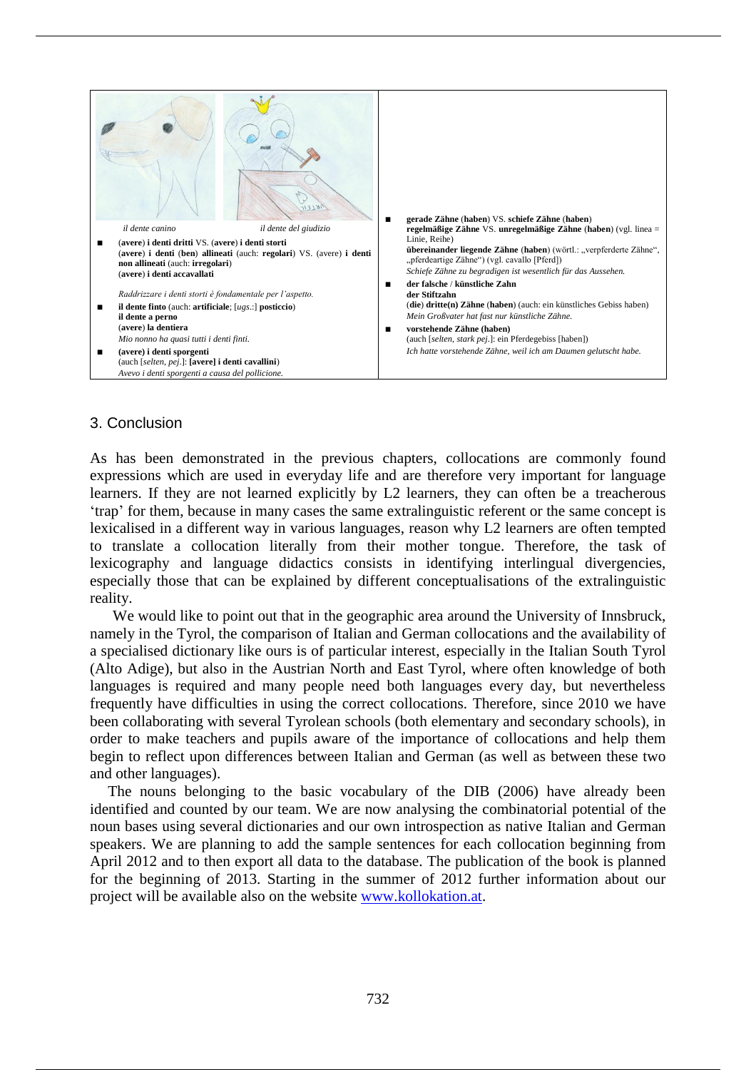| | |
|---|---|
| *il dente canino* *il dente del giudizio*<br>■ (**avere**) **i denti dritti** VS. (**avere**) **i denti storti**<br>(**avere**) **i denti** (**ben**) **allineati** (auch: **regolari**) VS. (avere) **i denti non allineati** (auch: **irregolari**)<br>(**avere**) **i denti accavallati**<br>*Raddrizzare i denti storti è fondamentale per l'aspetto.*<br>■ **il dente finto** (auch: **artificiale**; [*ugs*.:] **posticcio**)<br>**il dente a perno**<br>(**avere**) **la dentiera**<br>*Mio nonno ha quasi tutti i denti finti.*<br>■ (**avere**) **i denti sporgenti**<br>(auch [*selten*, *pej*.]: **[avere] i denti cavallini**)<br>*Avevo i denti sporgenti a causa del pollicione.* | ■ **gerade Zähne** (**haben**) VS. **schiefe Zähne** (**haben**)<br>**regelmäßige Zähne** VS. **unregelmäßige Zähne** (**haben**) (vgl. linea = Linie, Reihe)<br>**übereinander liegende Zähne** (**haben**) (wörtl.: „verpferderte Zähne", „pferdeartige Zähne") (vgl. cavallo [Pferd])<br>*Schiefe Zähne zu begradigen ist wesentlich für das Aussehen.*<br>■ **der falsche** / **künstliche Zahn**<br>**der Stiftzahn**<br>(**die**) **dritte(n) Zähne** (**haben**) (auch: ein künstliches Gebiss haben)<br>*Mein Großvater hat fast nur künstliche Zähne.*<br>■ **vorstehende Zähne (haben)**<br>(auch [*selten*, *stark pej*.]: ein Pferdegebiss [haben])<br>*Ich hatte vorstehende Zähne, weil ich am Daumen gelutscht habe.* |

## 3. Conclusion

As has been demonstrated in the previous chapters, collocations are commonly found expressions which are used in everyday life and are therefore very important for language learners. If they are not learned explicitly by L2 learners, they can often be a treacherous 'trap' for them, because in many cases the same extralinguistic referent or the same concept is lexicalised in a different way in various languages, reason why L2 learners are often tempted to translate a collocation literally from their mother tongue. Therefore, the task of lexicography and language didactics consists in identifying interlingual divergencies, especially those that can be explained by different conceptualisations of the extralinguistic reality.

We would like to point out that in the geographic area around the University of Innsbruck, namely in the Tyrol, the comparison of Italian and German collocations and the availability of a specialised dictionary like ours is of particular interest, especially in the Italian South Tyrol (Alto Adige), but also in the Austrian North and East Tyrol, where often knowledge of both languages is required and many people need both languages every day, but nevertheless frequently have difficulties in using the correct collocations. Therefore, since 2010 we have been collaborating with several Tyrolean schools (both elementary and secondary schools), in order to make teachers and pupils aware of the importance of collocations and help them begin to reflect upon differences between Italian and German (as well as between these two and other languages).

The nouns belonging to the basic vocabulary of the DIB (2006) have already been identified and counted by our team. We are now analysing the combinatorial potential of the noun bases using several dictionaries and our own introspection as native Italian and German speakers. We are planning to add the sample sentences for each collocation beginning from April 2012 and to then export all data to the database. The publication of the book is planned for the beginning of 2013. Starting in the summer of 2012 further information about our project will be available also on the website www.kollokation.at.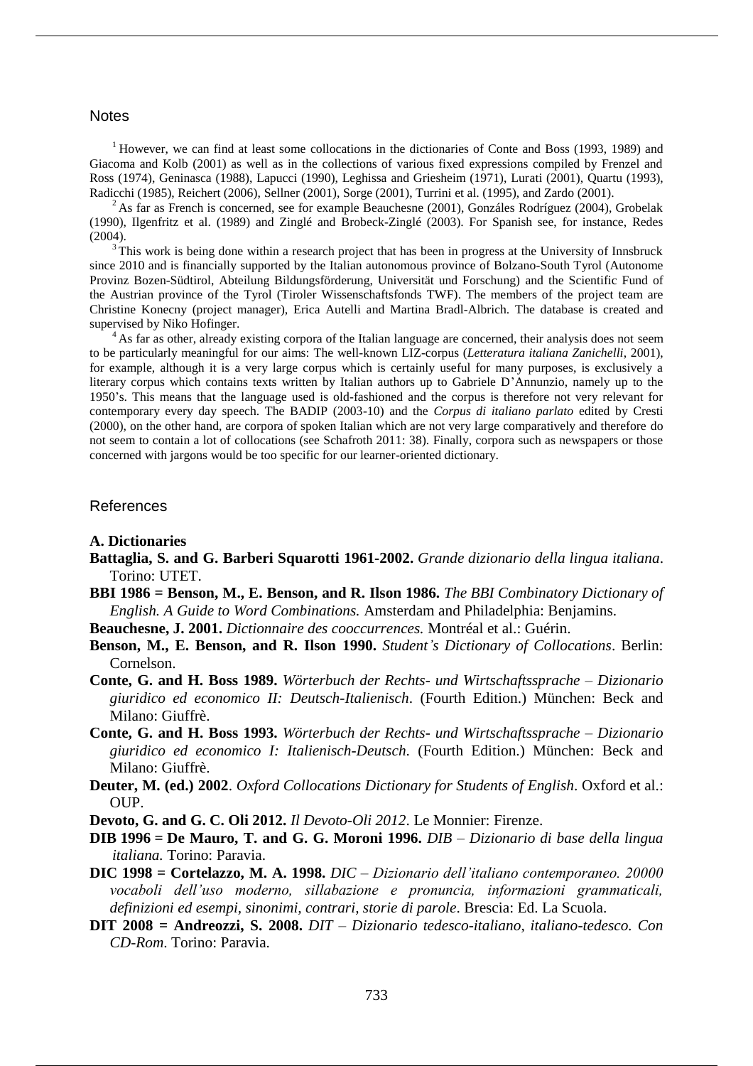## Notes

[1] However, we can find at least some collocations in the dictionaries of Conte and Boss (1993, 1989) and Giacoma and Kolb (2001) as well as in the collections of various fixed expressions compiled by Frenzel and Ross (1974), Geninasca (1988), Lapucci (1990), Leghissa and Griesheim (1971), Lurati (2001), Quartu (1993), Radicchi (1985), Reichert (2006), Sellner (2001), Sorge (2001), Turrini et al. (1995), and Zardo (2001).

[2] As far as French is concerned, see for example Beauchesne (2001), Gonzáles Rodríguez (2004), Grobelak (1990), Ilgenfritz et al. (1989) and Zinglé and Brobeck-Zinglé (2003). For Spanish see, for instance, Redes (2004).

[3] This work is being done within a research project that has been in progress at the University of Innsbruck since 2010 and is financially supported by the Italian autonomous province of Bolzano-South Tyrol (Autonome Provinz Bozen-Südtirol, Abteilung Bildungsförderung, Universität und Forschung) and the Scientific Fund of the Austrian province of the Tyrol (Tiroler Wissenschaftsfonds TWF). The members of the project team are Christine Konecny (project manager), Erica Autelli and Martina Bradl-Albrich. The database is created and supervised by Niko Hofinger.

[4] As far as other, already existing corpora of the Italian language are concerned, their analysis does not seem to be particularly meaningful for our aims: The well-known LIZ-corpus (*Letteratura italiana Zanichelli*, 2001), for example, although it is a very large corpus which is certainly useful for many purposes, is exclusively a literary corpus which contains texts written by Italian authors up to Gabriele D'Annunzio, namely up to the 1950's. This means that the language used is old-fashioned and the corpus is therefore not very relevant for contemporary every day speech. The BADIP (2003-10) and the *Corpus di italiano parlato* edited by Cresti (2000), on the other hand, are corpora of spoken Italian which are not very large comparatively and therefore do not seem to contain a lot of collocations (see Schafroth 2011: 38). Finally, corpora such as newspapers or those concerned with jargons would be too specific for our learner-oriented dictionary.

## References

### A. Dictionaries

**Battaglia, S. and G. Barberi Squarotti 1961-2002.** *Grande dizionario della lingua italiana*. Torino: UTET.

**BBI 1986 = Benson, M., E. Benson, and R. Ilson 1986.** *The BBI Combinatory Dictionary of English. A Guide to Word Combinations.* Amsterdam and Philadelphia: Benjamins.

**Beauchesne, J. 2001.** *Dictionnaire des cooccurrences.* Montréal et al.: Guérin.

**Benson, M., E. Benson, and R. Ilson 1990.** *Student's Dictionary of Collocations*. Berlin: Cornelson.

**Conte, G. and H. Boss 1989.** *Wörterbuch der Rechts- und Wirtschaftssprache – Dizionario giuridico ed economico II: Deutsch-Italienisch*. (Fourth Edition.) München: Beck and Milano: Giuffrè.

**Conte, G. and H. Boss 1993.** *Wörterbuch der Rechts- und Wirtschaftssprache – Dizionario giuridico ed economico I: Italienisch-Deutsch*. (Fourth Edition.) München: Beck and Milano: Giuffrè.

**Deuter, M. (ed.) 2002**. *Oxford Collocations Dictionary for Students of English*. Oxford et al.: OUP.

**Devoto, G. and G. C. Oli 2012.** *Il Devoto-Oli 2012*. Le Monnier: Firenze.

**DIB 1996 = De Mauro, T. and G. G. Moroni 1996.** *DIB – Dizionario di base della lingua italiana.* Torino: Paravia.

**DIC 1998 = Cortelazzo, M. A. 1998.** *DIC – Dizionario dell'italiano contemporaneo. 20000 vocaboli dell'uso moderno, sillabazione e pronuncia, informazioni grammaticali, definizioni ed esempi, sinonimi, contrari, storie di parole*. Brescia: Ed. La Scuola.

**DIT 2008 = Andreozzi, S. 2008.** *DIT – Dizionario tedesco-italiano, italiano-tedesco. Con CD-Rom*. Torino: Paravia.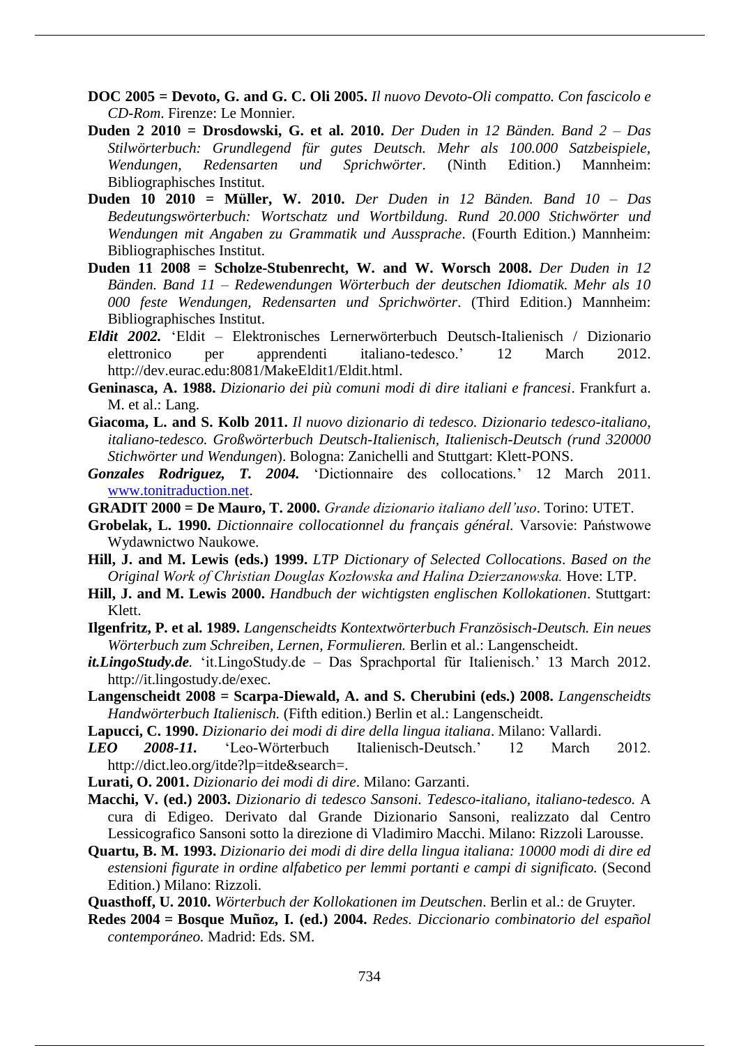**DOC 2005 = Devoto, G. and G. C. Oli 2005.** *Il nuovo Devoto-Oli compatto. Con fascicolo e CD-Rom*. Firenze: Le Monnier.

**Duden 2 2010 = Drosdowski, G. et al. 2010.** *Der Duden in 12 Bänden. Band 2 – Das Stilwörterbuch: Grundlegend für gutes Deutsch. Mehr als 100.000 Satzbeispiele, Wendungen, Redensarten und Sprichwörter*. (Ninth Edition.) Mannheim: Bibliographisches Institut.

**Duden 10 2010 = Müller, W. 2010.** *Der Duden in 12 Bänden. Band 10 – Das Bedeutungswörterbuch: Wortschatz und Wortbildung. Rund 20.000 Stichwörter und Wendungen mit Angaben zu Grammatik und Aussprache*. (Fourth Edition.) Mannheim: Bibliographisches Institut.

**Duden 11 2008 = Scholze-Stubenrecht, W. and W. Worsch 2008.** *Der Duden in 12 Bänden. Band 11 – Redewendungen Wörterbuch der deutschen Idiomatik. Mehr als 10 000 feste Wendungen, Redensarten und Sprichwörter*. (Third Edition.) Mannheim: Bibliographisches Institut.

***Eldit 2002.*** 'Eldit – Elektronisches Lernerwörterbuch Deutsch-Italienisch / Dizionario elettronico per apprendenti italiano-tedesco.' 12 March 2012. http://dev.eurac.edu:8081/MakeEldit1/Eldit.html.

**Geninasca, A. 1988.** *Dizionario dei più comuni modi di dire italiani e francesi*. Frankfurt a. M. et al.: Lang.

**Giacoma, L. and S. Kolb 2011.** *Il nuovo dizionario di tedesco. Dizionario tedesco-italiano, italiano-tedesco. Großwörterbuch Deutsch-Italienisch, Italienisch-Deutsch (rund 320000 Stichwörter und Wendungen*). Bologna: Zanichelli and Stuttgart: Klett-PONS.

***Gonzales Rodriguez, T. 2004.*** 'Dictionnaire des collocations.' 12 March 2011. www.tonitraduction.net.

**GRADIT 2000 = De Mauro, T. 2000.** *Grande dizionario italiano dell'uso*. Torino: UTET.

**Grobelak, L. 1990.** *Dictionnaire collocationnel du français général.* Varsovie: Państwowe Wydawnictwo Naukowe.

**Hill, J. and M. Lewis (eds.) 1999.** *LTP Dictionary of Selected Collocations*. *Based on the Original Work of Christian Douglas Kozłowska and Halina Dzierzanowska.* Hove: LTP.

**Hill, J. and M. Lewis 2000.** *Handbuch der wichtigsten englischen Kollokationen*. Stuttgart: Klett.

**Ilgenfritz, P. et al. 1989.** *Langenscheidts Kontextwörterbuch Französisch-Deutsch. Ein neues Wörterbuch zum Schreiben, Lernen, Formulieren.* Berlin et al.: Langenscheidt.

***it.LingoStudy.de.*** 'it.LingoStudy.de – Das Sprachportal für Italienisch.' 13 March 2012. http://it.lingostudy.de/exec.

**Langenscheidt 2008 = Scarpa-Diewald, A. and S. Cherubini (eds.) 2008.** *Langenscheidts Handwörterbuch Italienisch.* (Fifth edition.) Berlin et al.: Langenscheidt.

**Lapucci, C. 1990.** *Dizionario dei modi di dire della lingua italiana*. Milano: Vallardi.

***LEO 2008-11.*** 'Leo-Wörterbuch Italienisch-Deutsch.' 12 March 2012. http://dict.leo.org/itde?lp=itde&search=.

**Lurati, O. 2001.** *Dizionario dei modi di dire*. Milano: Garzanti.

**Macchi, V. (ed.) 2003.** *Dizionario di tedesco Sansoni. Tedesco-italiano, italiano-tedesco.* A cura di Edigeo. Derivato dal Grande Dizionario Sansoni, realizzato dal Centro Lessicografico Sansoni sotto la direzione di Vladimiro Macchi. Milano: Rizzoli Larousse.

**Quartu, B. M. 1993.** *Dizionario dei modi di dire della lingua italiana: 10000 modi di dire ed estensioni figurate in ordine alfabetico per lemmi portanti e campi di significato.* (Second Edition.) Milano: Rizzoli.

**Quasthoff, U. 2010.** *Wörterbuch der Kollokationen im Deutschen*. Berlin et al.: de Gruyter.

**Redes 2004 = Bosque Muñoz, I. (ed.) 2004.** *Redes. Diccionario combinatorio del español contemporáneo.* Madrid: Eds. SM.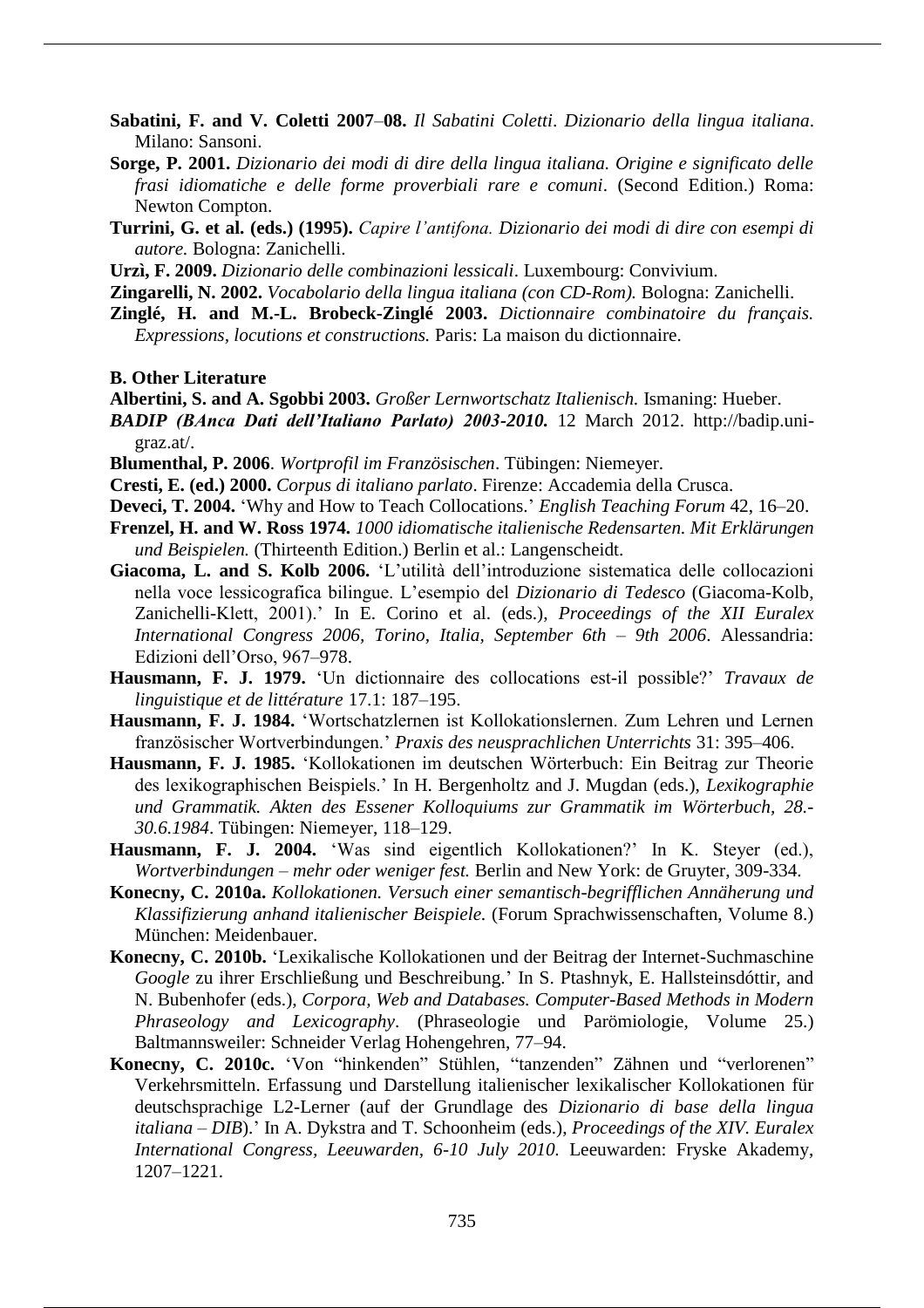**Sabatini, F. and V. Coletti 2007–08.** *Il Sabatini Coletti. Dizionario della lingua italiana*. Milano: Sansoni.

**Sorge, P. 2001.** *Dizionario dei modi di dire della lingua italiana. Origine e significato delle frasi idiomatiche e delle forme proverbiali rare e comuni*. (Second Edition.) Roma: Newton Compton.

**Turrini, G. et al. (eds.) (1995).** *Capire l'antifona. Dizionario dei modi di dire con esempi di autore.* Bologna: Zanichelli.

**Urzì, F. 2009.** *Dizionario delle combinazioni lessicali*. Luxembourg: Convivium.

**Zingarelli, N. 2002.** *Vocabolario della lingua italiana (con CD-Rom).* Bologna: Zanichelli.

**Zinglé, H. and M.-L. Brobeck-Zinglé 2003.** *Dictionnaire combinatoire du français. Expressions, locutions et constructions.* Paris: La maison du dictionnaire.

**B. Other Literature**

**Albertini, S. and A. Sgobbi 2003.** *Großer Lernwortschatz Italienisch.* Ismaning: Hueber.

***BADIP (BAnca Dati dell'Italiano Parlato) 2003-2010.*** 12 March 2012. http://badip.uni-graz.at/.

**Blumenthal, P. 2006**. *Wortprofil im Französischen*. Tübingen: Niemeyer.

**Cresti, E. (ed.) 2000.** *Corpus di italiano parlato*. Firenze: Accademia della Crusca.

**Deveci, T. 2004.** 'Why and How to Teach Collocations.' *English Teaching Forum* 42, 16–20.

**Frenzel, H. and W. Ross 1974.** *1000 idiomatische italienische Redensarten. Mit Erklärungen und Beispielen.* (Thirteenth Edition.) Berlin et al.: Langenscheidt.

**Giacoma, L. and S. Kolb 2006.** 'L'utilità dell'introduzione sistematica delle collocazioni nella voce lessicografica bilingue. L'esempio del *Dizionario di Tedesco* (Giacoma-Kolb, Zanichelli-Klett, 2001).' In E. Corino et al. (eds.), *Proceedings of the XII Euralex International Congress 2006, Torino, Italia, September 6th – 9th 2006*. Alessandria: Edizioni dell'Orso, 967–978.

**Hausmann, F. J. 1979.** 'Un dictionnaire des collocations est-il possible?' *Travaux de linguistique et de littérature* 17.1: 187–195.

**Hausmann, F. J. 1984.** 'Wortschatzlernen ist Kollokationslernen. Zum Lehren und Lernen französischer Wortverbindungen.' *Praxis des neusprachlichen Unterrichts* 31: 395–406.

**Hausmann, F. J. 1985.** 'Kollokationen im deutschen Wörterbuch: Ein Beitrag zur Theorie des lexikographischen Beispiels.' In H. Bergenholtz and J. Mugdan (eds.), *Lexikographie und Grammatik. Akten des Essener Kolloquiums zur Grammatik im Wörterbuch, 28.-30.6.1984*. Tübingen: Niemeyer, 118–129.

**Hausmann, F. J. 2004.** 'Was sind eigentlich Kollokationen?' In K. Steyer (ed.), *Wortverbindungen – mehr oder weniger fest.* Berlin and New York: de Gruyter, 309-334.

**Konecny, C. 2010a.** *Kollokationen. Versuch einer semantisch-begrifflichen Annäherung und Klassifizierung anhand italienischer Beispiele.* (Forum Sprachwissenschaften, Volume 8.) München: Meidenbauer.

**Konecny, C. 2010b.** 'Lexikalische Kollokationen und der Beitrag der Internet-Suchmaschine *Google* zu ihrer Erschließung und Beschreibung.' In S. Ptashnyk, E. Hallsteinsdóttir, and N. Bubenhofer (eds.), *Corpora, Web and Databases. Computer-Based Methods in Modern Phraseology and Lexicography*. (Phraseologie und Parömiologie, Volume 25.) Baltmannsweiler: Schneider Verlag Hohengehren, 77–94.

**Konecny, C. 2010c.** 'Von "hinkenden" Stühlen, "tanzenden" Zähnen und "verlorenen" Verkehrsmitteln. Erfassung und Darstellung italienischer lexikalischer Kollokationen für deutschsprachige L2-Lerner (auf der Grundlage des *Dizionario di base della lingua italiana – DIB*).' In A. Dykstra and T. Schoonheim (eds.), *Proceedings of the XIV. Euralex International Congress, Leeuwarden, 6-10 July 2010.* Leeuwarden: Fryske Akademy, 1207–1221.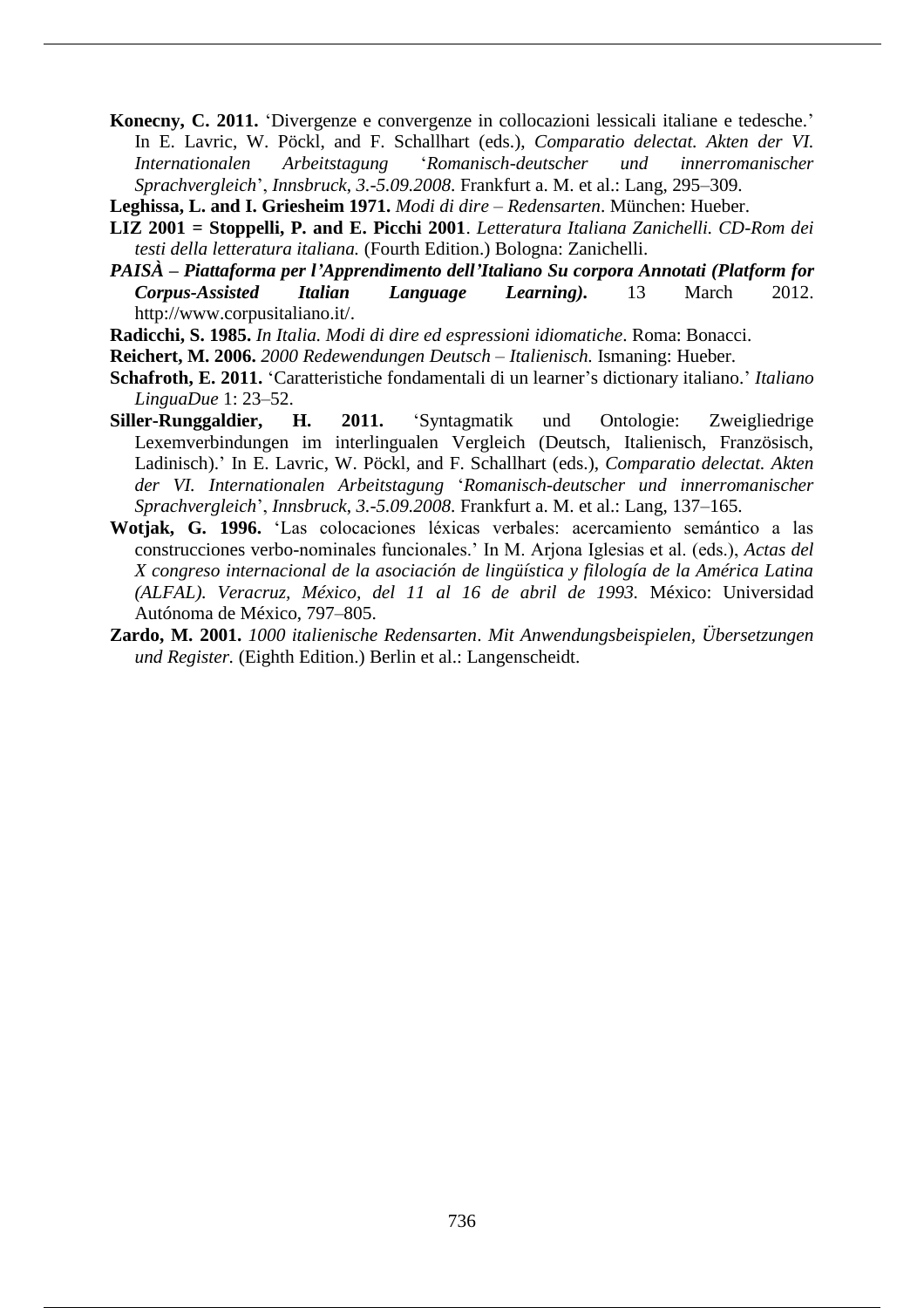**Konecny, C. 2011.** 'Divergenze e convergenze in collocazioni lessicali italiane e tedesche.' In E. Lavric, W. Pöckl, and F. Schallhart (eds.), *Comparatio delectat. Akten der VI. Internationalen Arbeitstagung* '*Romanisch-deutscher und innerromanischer Sprachvergleich*', *Innsbruck, 3.-5.09.2008*. Frankfurt a. M. et al.: Lang, 295–309.

**Leghissa, L. and I. Griesheim 1971.** *Modi di dire – Redensarten*. München: Hueber.

**LIZ 2001 = Stoppelli, P. and E. Picchi 2001**. *Letteratura Italiana Zanichelli. CD-Rom dei testi della letteratura italiana.* (Fourth Edition.) Bologna: Zanichelli.

***PAISÀ – Piattaforma per l'Apprendimento dell'Italiano Su corpora Annotati (Platform for Corpus-Assisted Italian Language Learning).*** 13 March 2012. http://www.corpusitaliano.it/.

**Radicchi, S. 1985.** *In Italia. Modi di dire ed espressioni idiomatiche*. Roma: Bonacci.

**Reichert, M. 2006.** *2000 Redewendungen Deutsch – Italienisch.* Ismaning: Hueber.

**Schafroth, E. 2011.** 'Caratteristiche fondamentali di un learner's dictionary italiano.' *Italiano LinguaDue* 1: 23–52.

**Siller-Runggaldier, H. 2011.** 'Syntagmatik und Ontologie: Zweigliedrige Lexemverbindungen im interlingualen Vergleich (Deutsch, Italienisch, Französisch, Ladinisch).' In E. Lavric, W. Pöckl, and F. Schallhart (eds.), *Comparatio delectat. Akten der VI. Internationalen Arbeitstagung* '*Romanisch-deutscher und innerromanischer Sprachvergleich*', *Innsbruck, 3.-5.09.2008*. Frankfurt a. M. et al.: Lang, 137–165.

**Wotjak, G. 1996.** 'Las colocaciones léxicas verbales: acercamiento semántico a las construcciones verbo-nominales funcionales.' In M. Arjona Iglesias et al. (eds.), *Actas del X congreso internacional de la asociación de lingüística y filología de la América Latina (ALFAL). Veracruz, México, del 11 al 16 de abril de 1993.* México: Universidad Autónoma de México, 797–805.

**Zardo, M. 2001.** *1000 italienische Redensarten*. *Mit Anwendungsbeispielen, Übersetzungen und Register.* (Eighth Edition.) Berlin et al.: Langenscheidt.